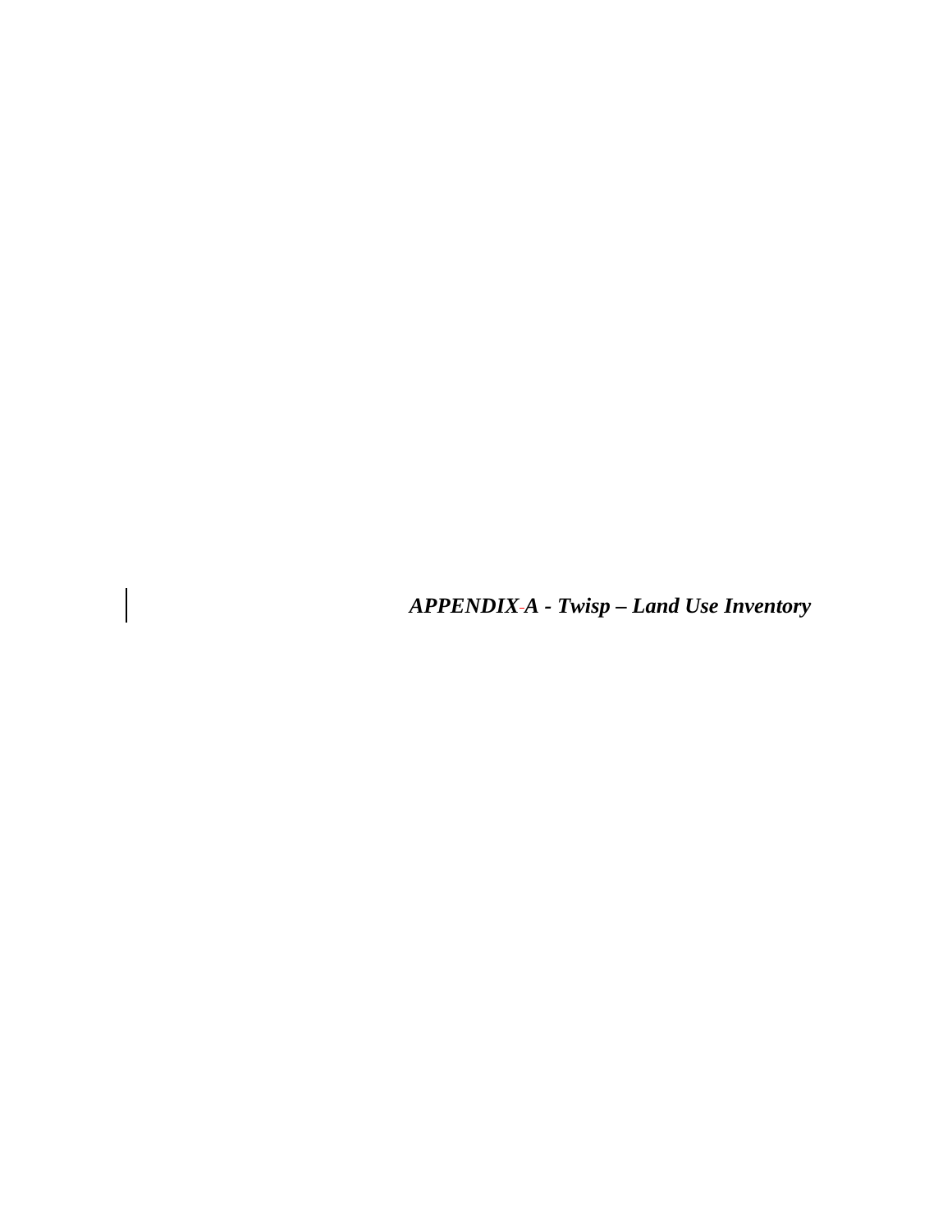***APPENDIX A - Twisp – Land Use Inventory***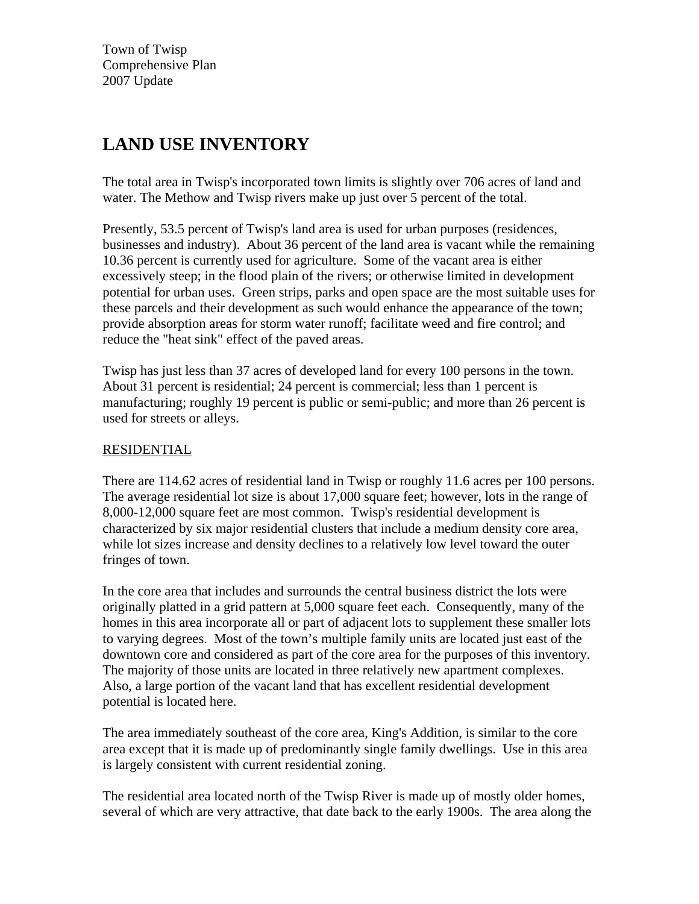# LAND USE INVENTORY

The total area in Twisp's incorporated town limits is slightly over 706 acres of land and water. The Methow and Twisp rivers make up just over 5 percent of the total.

Presently, 53.5 percent of Twisp's land area is used for urban purposes (residences, businesses and industry). About 36 percent of the land area is vacant while the remaining 10.36 percent is currently used for agriculture. Some of the vacant area is either excessively steep; in the flood plain of the rivers; or otherwise limited in development potential for urban uses. Green strips, parks and open space are the most suitable uses for these parcels and their development as such would enhance the appearance of the town; provide absorption areas for storm water runoff; facilitate weed and fire control; and reduce the "heat sink" effect of the paved areas.

Twisp has just less than 37 acres of developed land for every 100 persons in the town. About 31 percent is residential; 24 percent is commercial; less than 1 percent is manufacturing; roughly 19 percent is public or semi-public; and more than 26 percent is used for streets or alleys.

## RESIDENTIAL

There are 114.62 acres of residential land in Twisp or roughly 11.6 acres per 100 persons. The average residential lot size is about 17,000 square feet; however, lots in the range of 8,000-12,000 square feet are most common. Twisp's residential development is characterized by six major residential clusters that include a medium density core area, while lot sizes increase and density declines to a relatively low level toward the outer fringes of town.

In the core area that includes and surrounds the central business district the lots were originally platted in a grid pattern at 5,000 square feet each. Consequently, many of the homes in this area incorporate all or part of adjacent lots to supplement these smaller lots to varying degrees. Most of the town's multiple family units are located just east of the downtown core and considered as part of the core area for the purposes of this inventory. The majority of those units are located in three relatively new apartment complexes. Also, a large portion of the vacant land that has excellent residential development potential is located here.

The area immediately southeast of the core area, King's Addition, is similar to the core area except that it is made up of predominantly single family dwellings. Use in this area is largely consistent with current residential zoning.

The residential area located north of the Twisp River is made up of mostly older homes, several of which are very attractive, that date back to the early 1900s. The area along the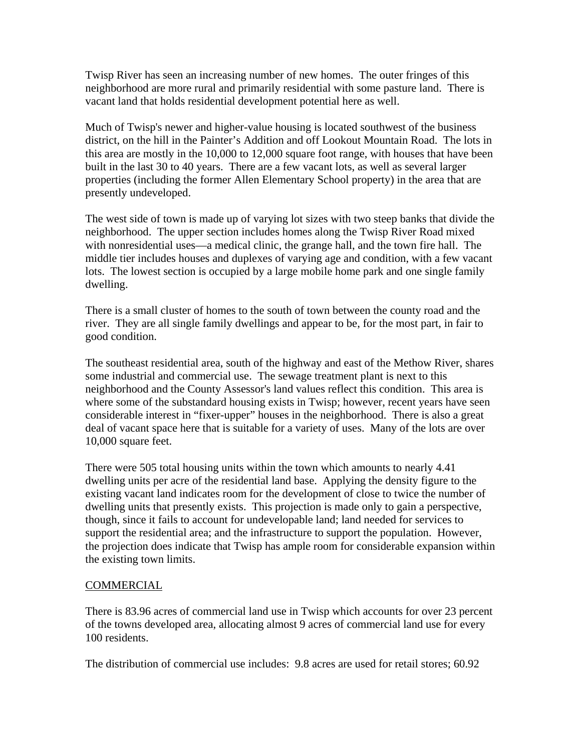Twisp River has seen an increasing number of new homes. The outer fringes of this neighborhood are more rural and primarily residential with some pasture land. There is vacant land that holds residential development potential here as well.

Much of Twisp's newer and higher-value housing is located southwest of the business district, on the hill in the Painter's Addition and off Lookout Mountain Road. The lots in this area are mostly in the 10,000 to 12,000 square foot range, with houses that have been built in the last 30 to 40 years. There are a few vacant lots, as well as several larger properties (including the former Allen Elementary School property) in the area that are presently undeveloped.

The west side of town is made up of varying lot sizes with two steep banks that divide the neighborhood. The upper section includes homes along the Twisp River Road mixed with nonresidential uses—a medical clinic, the grange hall, and the town fire hall. The middle tier includes houses and duplexes of varying age and condition, with a few vacant lots. The lowest section is occupied by a large mobile home park and one single family dwelling.

There is a small cluster of homes to the south of town between the county road and the river. They are all single family dwellings and appear to be, for the most part, in fair to good condition.

The southeast residential area, south of the highway and east of the Methow River, shares some industrial and commercial use. The sewage treatment plant is next to this neighborhood and the County Assessor's land values reflect this condition. This area is where some of the substandard housing exists in Twisp; however, recent years have seen considerable interest in "fixer-upper" houses in the neighborhood. There is also a great deal of vacant space here that is suitable for a variety of uses. Many of the lots are over 10,000 square feet.

There were 505 total housing units within the town which amounts to nearly 4.41 dwelling units per acre of the residential land base. Applying the density figure to the existing vacant land indicates room for the development of close to twice the number of dwelling units that presently exists. This projection is made only to gain a perspective, though, since it fails to account for undevelopable land; land needed for services to support the residential area; and the infrastructure to support the population. However, the projection does indicate that Twisp has ample room for considerable expansion within the existing town limits.

COMMERCIAL

There is 83.96 acres of commercial land use in Twisp which accounts for over 23 percent of the towns developed area, allocating almost 9 acres of commercial land use for every 100 residents.

The distribution of commercial use includes: 9.8 acres are used for retail stores; 60.92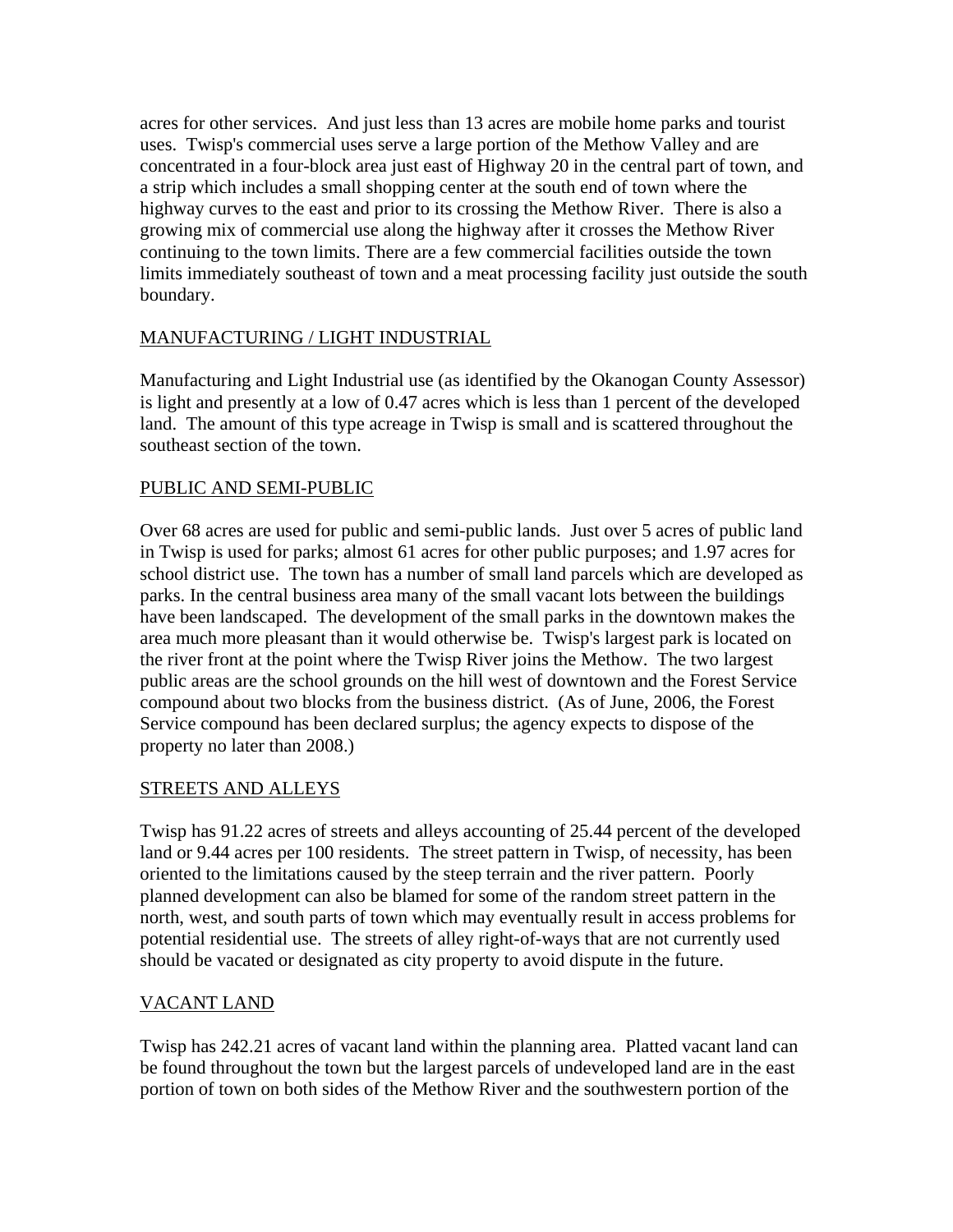acres for other services. And just less than 13 acres are mobile home parks and tourist uses. Twisp's commercial uses serve a large portion of the Methow Valley and are concentrated in a four-block area just east of Highway 20 in the central part of town, and a strip which includes a small shopping center at the south end of town where the highway curves to the east and prior to its crossing the Methow River. There is also a growing mix of commercial use along the highway after it crosses the Methow River continuing to the town limits. There are a few commercial facilities outside the town limits immediately southeast of town and a meat processing facility just outside the south boundary.

## MANUFACTURING / LIGHT INDUSTRIAL

Manufacturing and Light Industrial use (as identified by the Okanogan County Assessor) is light and presently at a low of 0.47 acres which is less than 1 percent of the developed land. The amount of this type acreage in Twisp is small and is scattered throughout the southeast section of the town.

## PUBLIC AND SEMI-PUBLIC

Over 68 acres are used for public and semi-public lands. Just over 5 acres of public land in Twisp is used for parks; almost 61 acres for other public purposes; and 1.97 acres for school district use. The town has a number of small land parcels which are developed as parks. In the central business area many of the small vacant lots between the buildings have been landscaped. The development of the small parks in the downtown makes the area much more pleasant than it would otherwise be. Twisp's largest park is located on the river front at the point where the Twisp River joins the Methow. The two largest public areas are the school grounds on the hill west of downtown and the Forest Service compound about two blocks from the business district. (As of June, 2006, the Forest Service compound has been declared surplus; the agency expects to dispose of the property no later than 2008.)

## STREETS AND ALLEYS

Twisp has 91.22 acres of streets and alleys accounting of 25.44 percent of the developed land or 9.44 acres per 100 residents. The street pattern in Twisp, of necessity, has been oriented to the limitations caused by the steep terrain and the river pattern. Poorly planned development can also be blamed for some of the random street pattern in the north, west, and south parts of town which may eventually result in access problems for potential residential use. The streets of alley right-of-ways that are not currently used should be vacated or designated as city property to avoid dispute in the future.

## VACANT LAND

Twisp has 242.21 acres of vacant land within the planning area. Platted vacant land can be found throughout the town but the largest parcels of undeveloped land are in the east portion of town on both sides of the Methow River and the southwestern portion of the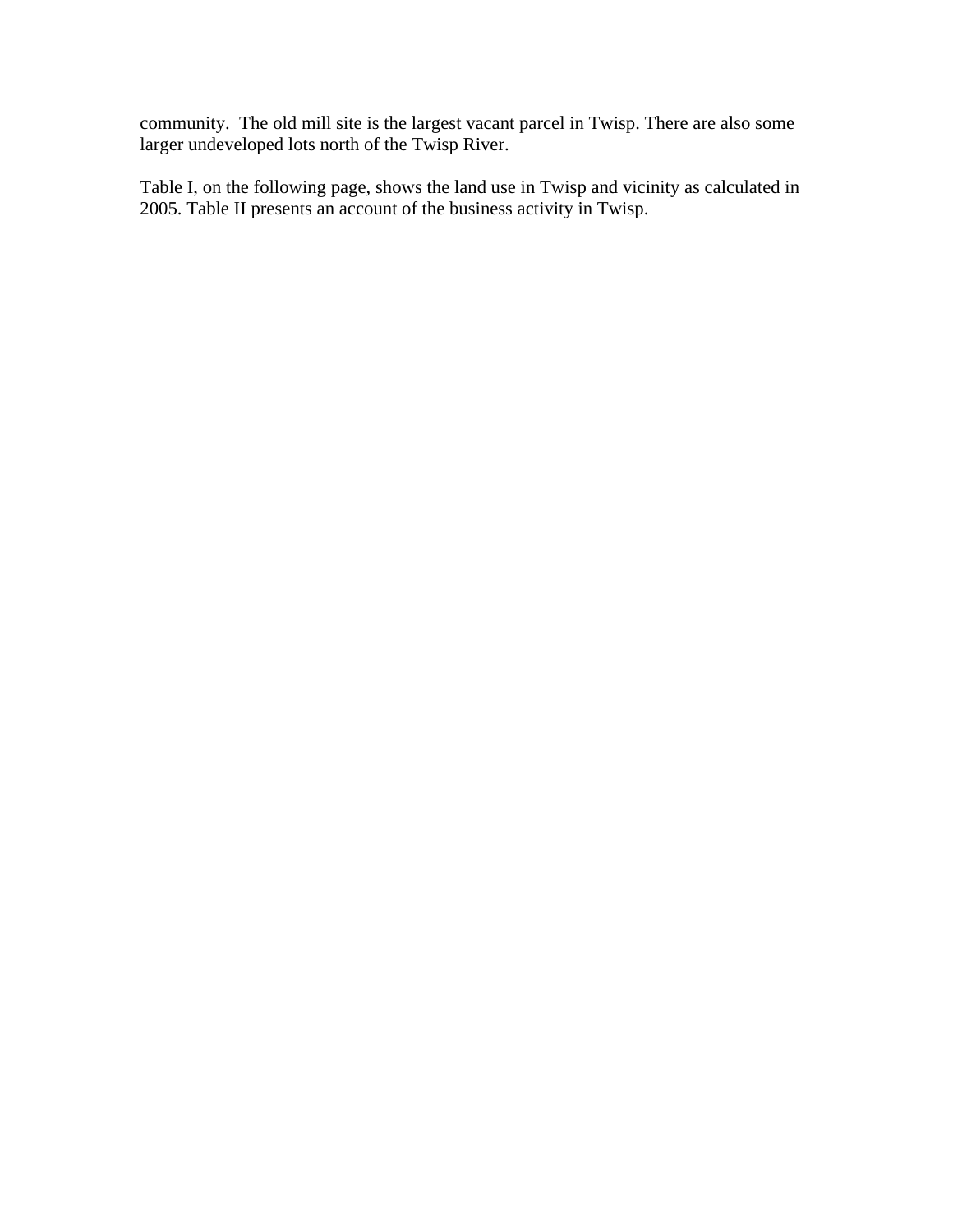community. The old mill site is the largest vacant parcel in Twisp. There are also some larger undeveloped lots north of the Twisp River.

Table I, on the following page, shows the land use in Twisp and vicinity as calculated in 2005. Table II presents an account of the business activity in Twisp.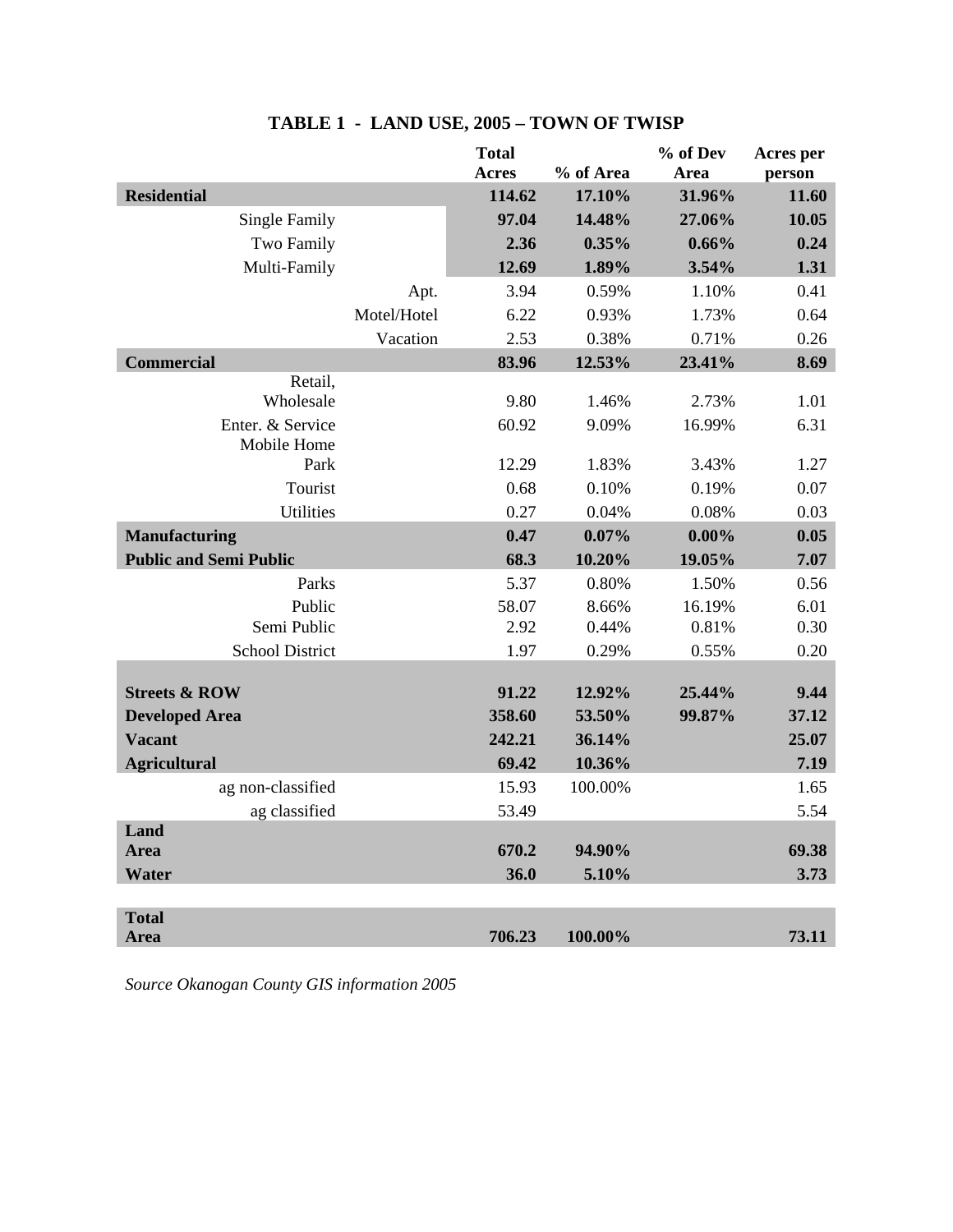## TABLE 1 - LAND USE, 2005 – TOWN OF TWISP

| | | Total Acres | % of Area | % of Dev Area | Acres per person |
|---|---|---|---|---|---|
| **Residential** | | **114.62** | **17.10%** | **31.96%** | **11.60** |
| Single Family | | **97.04** | **14.48%** | **27.06%** | **10.05** |
| Two Family | | **2.36** | **0.35%** | **0.66%** | **0.24** |
| Multi-Family | | **12.69** | **1.89%** | **3.54%** | **1.31** |
| | Apt. | 3.94 | 0.59% | 1.10% | 0.41 |
| | Motel/Hotel | 6.22 | 0.93% | 1.73% | 0.64 |
| | Vacation | 2.53 | 0.38% | 0.71% | 0.26 |
| **Commercial** | | **83.96** | **12.53%** | **23.41%** | **8.69** |
| Retail, Wholesale | | 9.80 | 1.46% | 2.73% | 1.01 |
| Enter. & Service | | 60.92 | 9.09% | 16.99% | 6.31 |
| Mobile Home Park | | 12.29 | 1.83% | 3.43% | 1.27 |
| Tourist | | 0.68 | 0.10% | 0.19% | 0.07 |
| Utilities | | 0.27 | 0.04% | 0.08% | 0.03 |
| **Manufacturing** | | **0.47** | **0.07%** | **0.00%** | **0.05** |
| **Public and Semi Public** | | **68.3** | **10.20%** | **19.05%** | **7.07** |
| Parks | | 5.37 | 0.80% | 1.50% | 0.56 |
| Public | | 58.07 | 8.66% | 16.19% | 6.01 |
| Semi Public | | 2.92 | 0.44% | 0.81% | 0.30 |
| School District | | 1.97 | 0.29% | 0.55% | 0.20 |
| **Streets & ROW** | | **91.22** | **12.92%** | **25.44%** | **9.44** |
| **Developed Area** | | **358.60** | **53.50%** | **99.87%** | **37.12** |
| **Vacant** | | **242.21** | **36.14%** | | **25.07** |
| **Agricultural** | | **69.42** | **10.36%** | | **7.19** |
| ag non-classified | | 15.93 | 100.00% | | 1.65 |
| ag classified | | 53.49 | | | 5.54 |
| **Land Area** | | **670.2** | **94.90%** | | **69.38** |
| **Water** | | **36.0** | **5.10%** | | **3.73** |
| **Total Area** | | **706.23** | **100.00%** | | **73.11** |

*Source Okanogan County GIS information 2005*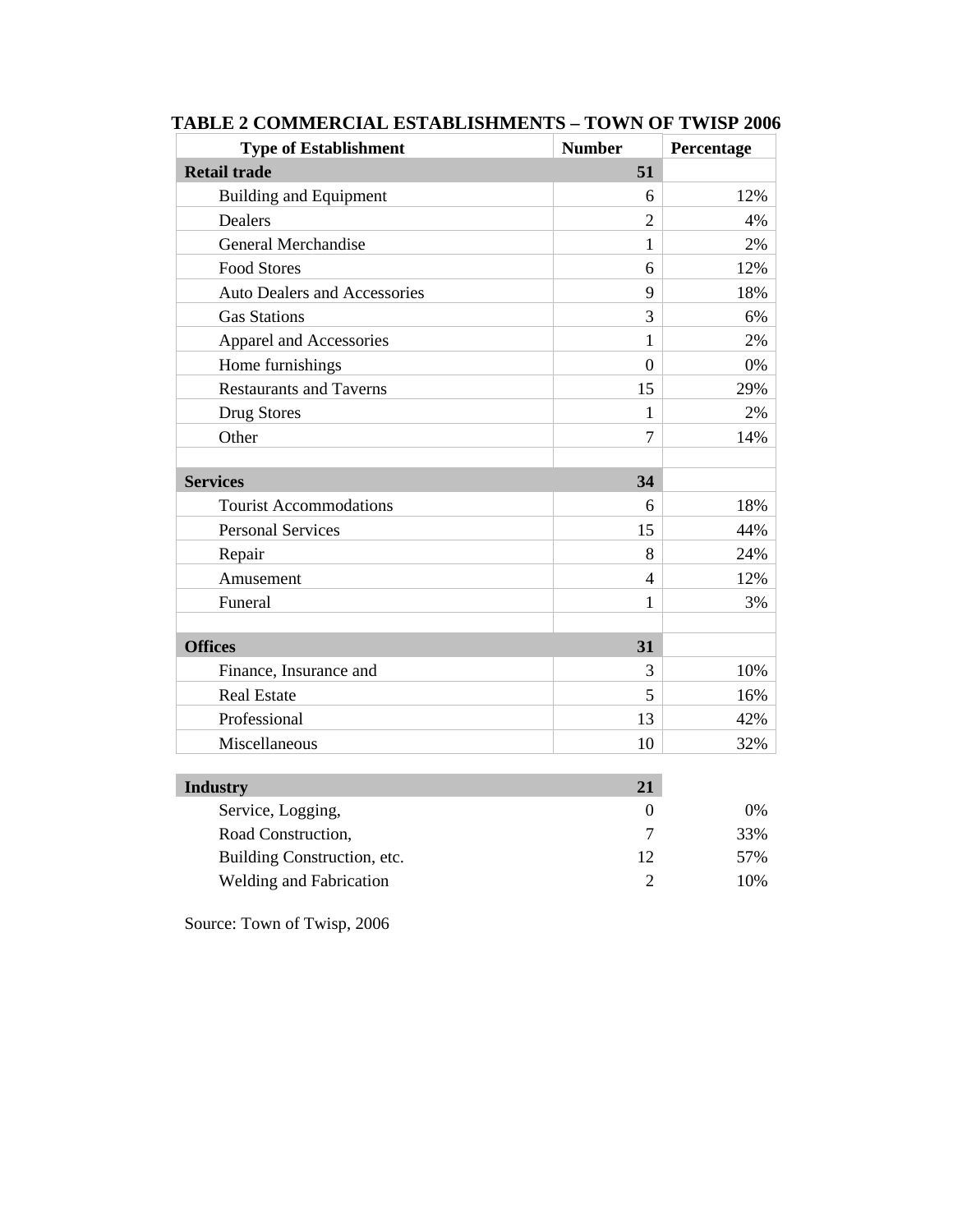## TABLE 2 COMMERCIAL ESTABLISHMENTS – TOWN OF TWISP 2006

| Type of Establishment | Number | Percentage |
|---|---|---|
| **Retail trade** | **51** | |
| Building and Equipment | 6 | 12% |
| Dealers | 2 | 4% |
| General Merchandise | 1 | 2% |
| Food Stores | 6 | 12% |
| Auto Dealers and Accessories | 9 | 18% |
| Gas Stations | 3 | 6% |
| Apparel and Accessories | 1 | 2% |
| Home furnishings | 0 | 0% |
| Restaurants and Taverns | 15 | 29% |
| Drug Stores | 1 | 2% |
| Other | 7 | 14% |
| | | |
| **Services** | **34** | |
| Tourist Accommodations | 6 | 18% |
| Personal Services | 15 | 44% |
| Repair | 8 | 24% |
| Amusement | 4 | 12% |
| Funeral | 1 | 3% |
| | | |
| **Offices** | **31** | |
| Finance, Insurance and | 3 | 10% |
| Real Estate | 5 | 16% |
| Professional | 13 | 42% |
| Miscellaneous | 10 | 32% |
| | | |
| **Industry** | **21** | |
| Service, Logging, | 0 | 0% |
| Road Construction, | 7 | 33% |
| Building Construction, etc. | 12 | 57% |
| Welding and Fabrication | 2 | 10% |

Source: Town of Twisp, 2006